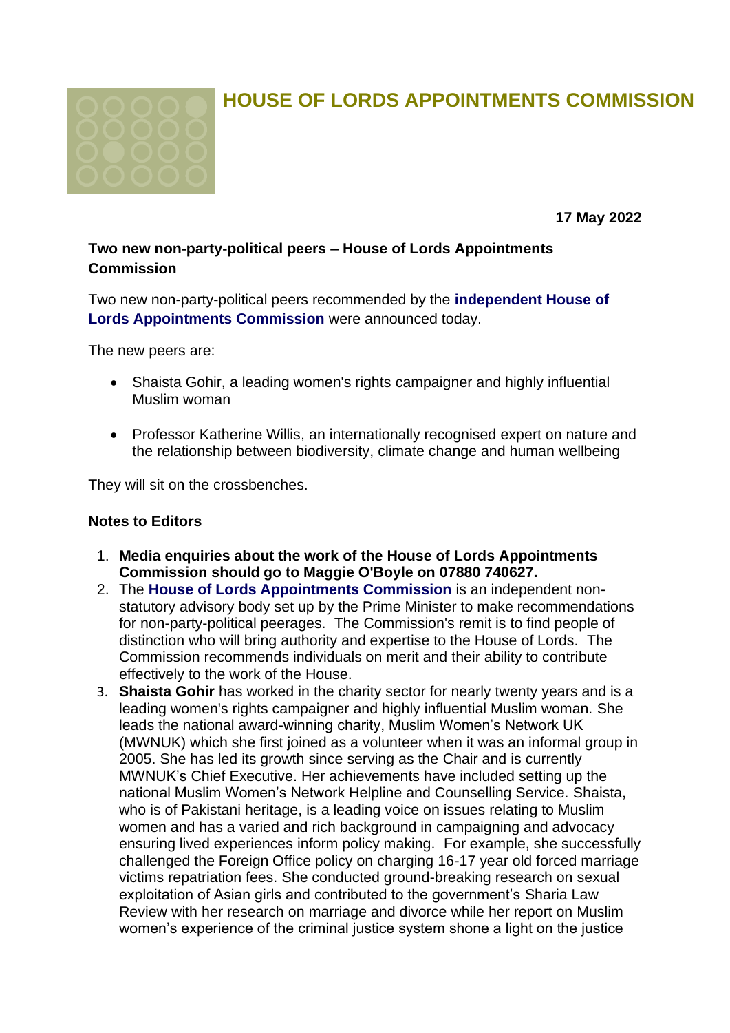# HOUSE OF LORDS APPOINTMENTS COMMISSION

**17 May 2022**

**Two new non-party-political peers – House of Lords Appointments Commission**

Two new non-party-political peers recommended by the **independent House of Lords Appointments Commission** were announced today.

The new peers are:

- Shaista Gohir, a leading women's rights campaigner and highly influential Muslim woman
- Professor Katherine Willis, an internationally recognised expert on nature and the relationship between biodiversity, climate change and human wellbeing

They will sit on the crossbenches.

**Notes to Editors**

1. **Media enquiries about the work of the House of Lords Appointments Commission should go to Maggie O'Boyle on 07880 740627.**
2. The **House of Lords Appointments Commission** is an independent non-statutory advisory body set up by the Prime Minister to make recommendations for non-party-political peerages. The Commission's remit is to find people of distinction who will bring authority and expertise to the House of Lords. The Commission recommends individuals on merit and their ability to contribute effectively to the work of the House.
3. **Shaista Gohir** has worked in the charity sector for nearly twenty years and is a leading women's rights campaigner and highly influential Muslim woman. She leads the national award-winning charity, Muslim Women's Network UK (MWNUK) which she first joined as a volunteer when it was an informal group in 2005. She has led its growth since serving as the Chair and is currently MWNUK's Chief Executive. Her achievements have included setting up the national Muslim Women's Network Helpline and Counselling Service. Shaista, who is of Pakistani heritage, is a leading voice on issues relating to Muslim women and has a varied and rich background in campaigning and advocacy ensuring lived experiences inform policy making. For example, she successfully challenged the Foreign Office policy on charging 16-17 year old forced marriage victims repatriation fees. She conducted ground-breaking research on sexual exploitation of Asian girls and contributed to the government's Sharia Law Review with her research on marriage and divorce while her report on Muslim women's experience of the criminal justice system shone a light on the justice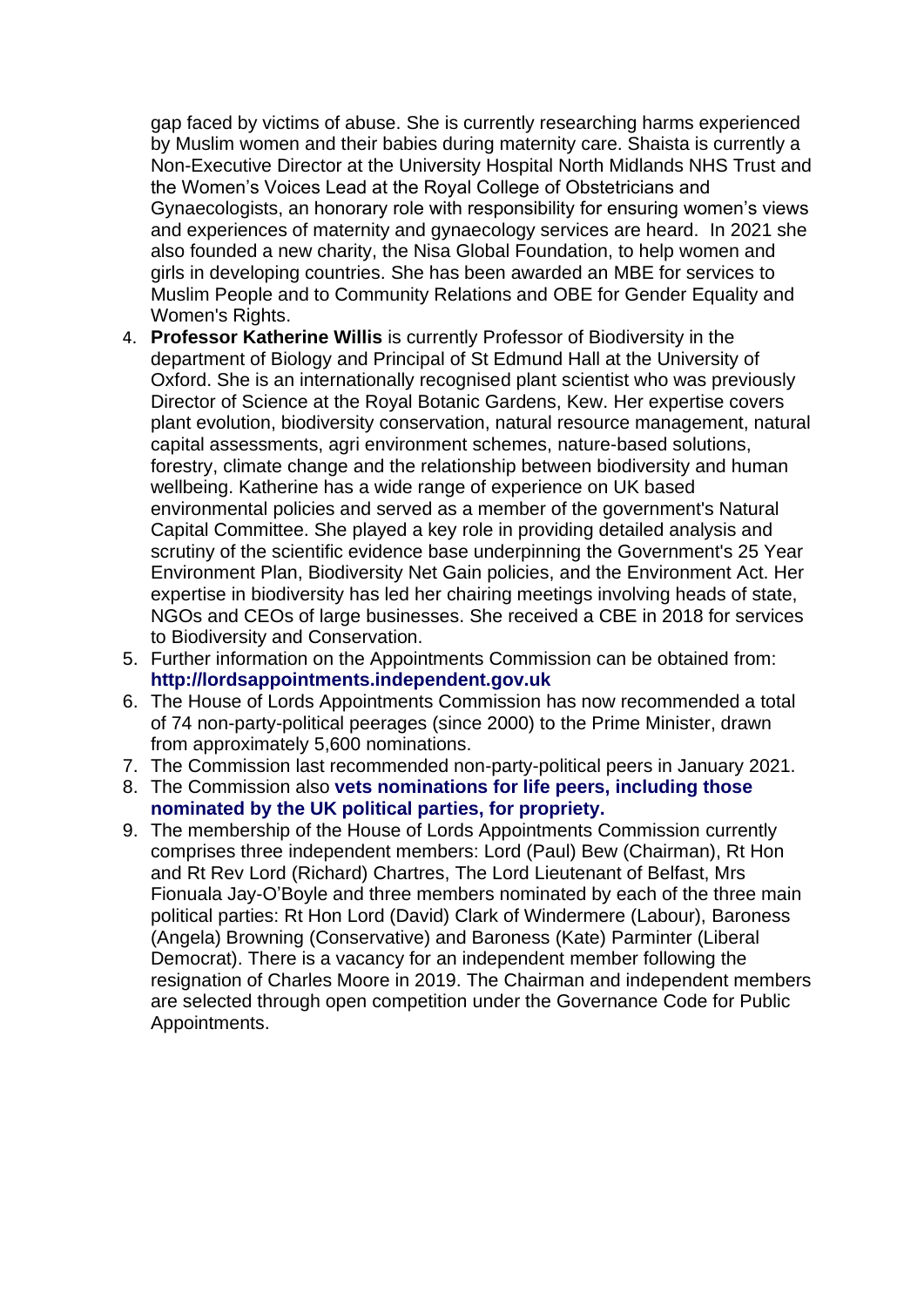gap faced by victims of abuse. She is currently researching harms experienced by Muslim women and their babies during maternity care. Shaista is currently a Non-Executive Director at the University Hospital North Midlands NHS Trust and the Women's Voices Lead at the Royal College of Obstetricians and Gynaecologists, an honorary role with responsibility for ensuring women's views and experiences of maternity and gynaecology services are heard. In 2021 she also founded a new charity, the Nisa Global Foundation, to help women and girls in developing countries. She has been awarded an MBE for services to Muslim People and to Community Relations and OBE for Gender Equality and Women's Rights.

4. **Professor Katherine Willis** is currently Professor of Biodiversity in the department of Biology and Principal of St Edmund Hall at the University of Oxford. She is an internationally recognised plant scientist who was previously Director of Science at the Royal Botanic Gardens, Kew. Her expertise covers plant evolution, biodiversity conservation, natural resource management, natural capital assessments, agri environment schemes, nature-based solutions, forestry, climate change and the relationship between biodiversity and human wellbeing. Katherine has a wide range of experience on UK based environmental policies and served as a member of the government's Natural Capital Committee. She played a key role in providing detailed analysis and scrutiny of the scientific evidence base underpinning the Government's 25 Year Environment Plan, Biodiversity Net Gain policies, and the Environment Act. Her expertise in biodiversity has led her chairing meetings involving heads of state, NGOs and CEOs of large businesses. She received a CBE in 2018 for services to Biodiversity and Conservation.
5. Further information on the Appointments Commission can be obtained from: **http://lordsappointments.independent.gov.uk**
6. The House of Lords Appointments Commission has now recommended a total of 74 non-party-political peerages (since 2000) to the Prime Minister, drawn from approximately 5,600 nominations.
7. The Commission last recommended non-party-political peers in January 2021.
8. The Commission also **vets nominations for life peers, including those nominated by the UK political parties, for propriety.**
9. The membership of the House of Lords Appointments Commission currently comprises three independent members: Lord (Paul) Bew (Chairman), Rt Hon and Rt Rev Lord (Richard) Chartres, The Lord Lieutenant of Belfast, Mrs Fionuala Jay-O'Boyle and three members nominated by each of the three main political parties: Rt Hon Lord (David) Clark of Windermere (Labour), Baroness (Angela) Browning (Conservative) and Baroness (Kate) Parminter (Liberal Democrat). There is a vacancy for an independent member following the resignation of Charles Moore in 2019. The Chairman and independent members are selected through open competition under the Governance Code for Public Appointments.